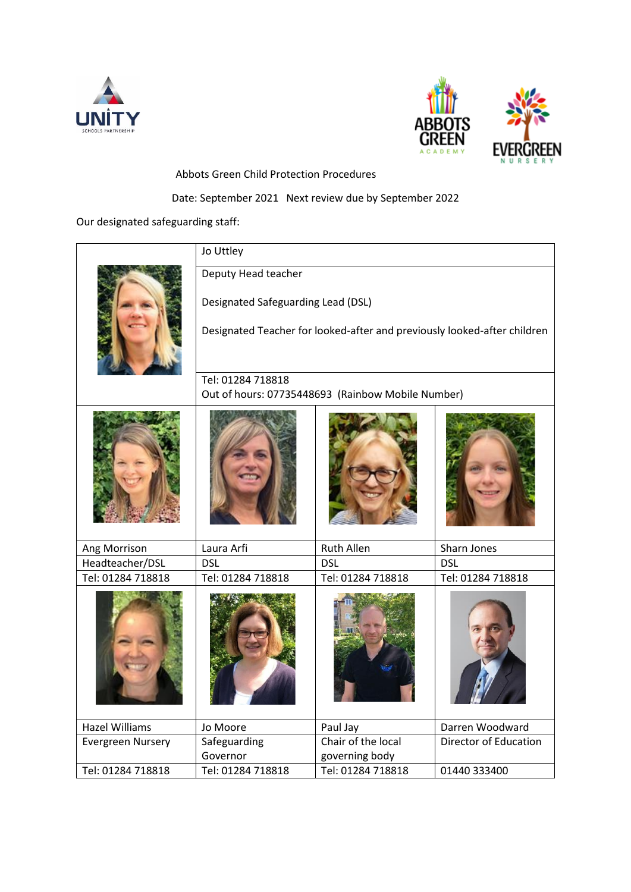Abbots Green Child Protection Procedures

Date: September 2021 Next review due by September 2022

Our designated safeguarding staff:

| | Jo Uttley | | |
|---|---|---|---|
| | Deputy Head teacher<br><br>Designated Safeguarding Lead (DSL)<br><br>Designated Teacher for looked-after and previously looked-after children | | |
| | Tel: 01284 718818<br>Out of hours: 07735448693 (Rainbow Mobile Number) | | |
| Ang Morrison | Laura Arfi | Ruth Allen | Sharn Jones |
| Headteacher/DSL | DSL | DSL | DSL |
| Tel: 01284 718818 | Tel: 01284 718818 | Tel: 01284 718818 | Tel: 01284 718818 |
| Hazel Williams | Jo Moore | Paul Jay | Darren Woodward |
| Evergreen Nursery | Safeguarding Governor | Chair of the local governing body | Director of Education |
| Tel: 01284 718818 | Tel: 01284 718818 | Tel: 01284 718818 | 01440 333400 |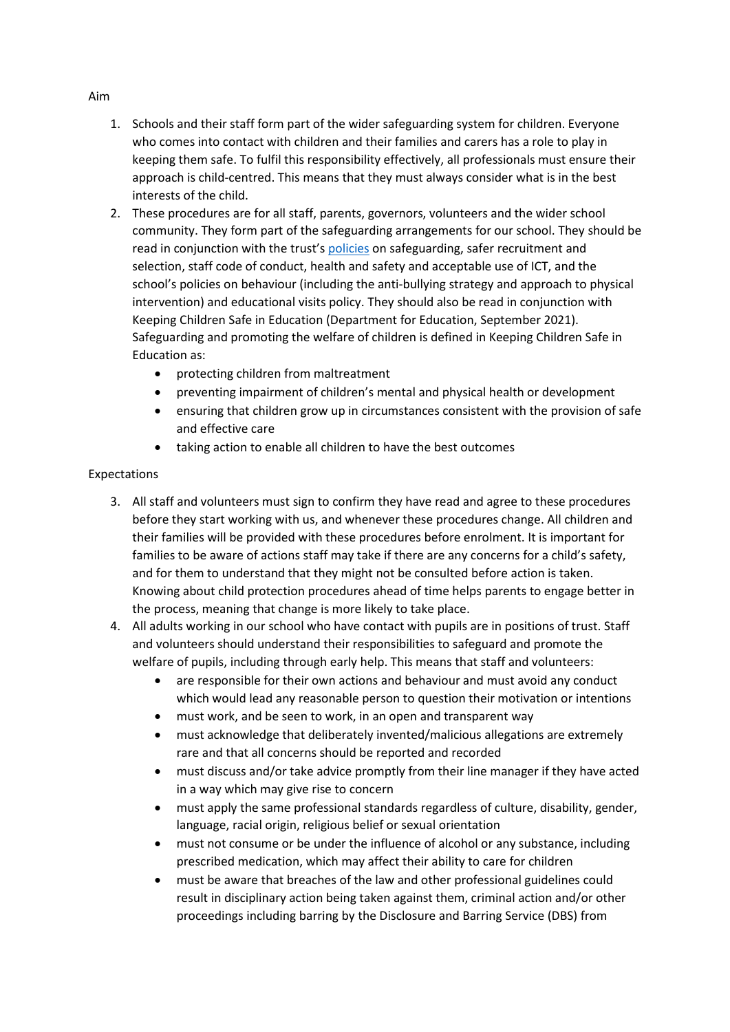Aim

1. Schools and their staff form part of the wider safeguarding system for children. Everyone who comes into contact with children and their families and carers has a role to play in keeping them safe. To fulfil this responsibility effectively, all professionals must ensure their approach is child-centred. This means that they must always consider what is in the best interests of the child.
2. These procedures are for all staff, parents, governors, volunteers and the wider school community. They form part of the safeguarding arrangements for our school. They should be read in conjunction with the trust's policies on safeguarding, safer recruitment and selection, staff code of conduct, health and safety and acceptable use of ICT, and the school's policies on behaviour (including the anti-bullying strategy and approach to physical intervention) and educational visits policy. They should also be read in conjunction with Keeping Children Safe in Education (Department for Education, September 2021). Safeguarding and promoting the welfare of children is defined in Keeping Children Safe in Education as:
   - protecting children from maltreatment
   - preventing impairment of children's mental and physical health or development
   - ensuring that children grow up in circumstances consistent with the provision of safe and effective care
   - taking action to enable all children to have the best outcomes

Expectations

3. All staff and volunteers must sign to confirm they have read and agree to these procedures before they start working with us, and whenever these procedures change. All children and their families will be provided with these procedures before enrolment. It is important for families to be aware of actions staff may take if there are any concerns for a child's safety, and for them to understand that they might not be consulted before action is taken. Knowing about child protection procedures ahead of time helps parents to engage better in the process, meaning that change is more likely to take place.
4. All adults working in our school who have contact with pupils are in positions of trust. Staff and volunteers should understand their responsibilities to safeguard and promote the welfare of pupils, including through early help. This means that staff and volunteers:
   - are responsible for their own actions and behaviour and must avoid any conduct which would lead any reasonable person to question their motivation or intentions
   - must work, and be seen to work, in an open and transparent way
   - must acknowledge that deliberately invented/malicious allegations are extremely rare and that all concerns should be reported and recorded
   - must discuss and/or take advice promptly from their line manager if they have acted in a way which may give rise to concern
   - must apply the same professional standards regardless of culture, disability, gender, language, racial origin, religious belief or sexual orientation
   - must not consume or be under the influence of alcohol or any substance, including prescribed medication, which may affect their ability to care for children
   - must be aware that breaches of the law and other professional guidelines could result in disciplinary action being taken against them, criminal action and/or other proceedings including barring by the Disclosure and Barring Service (DBS) from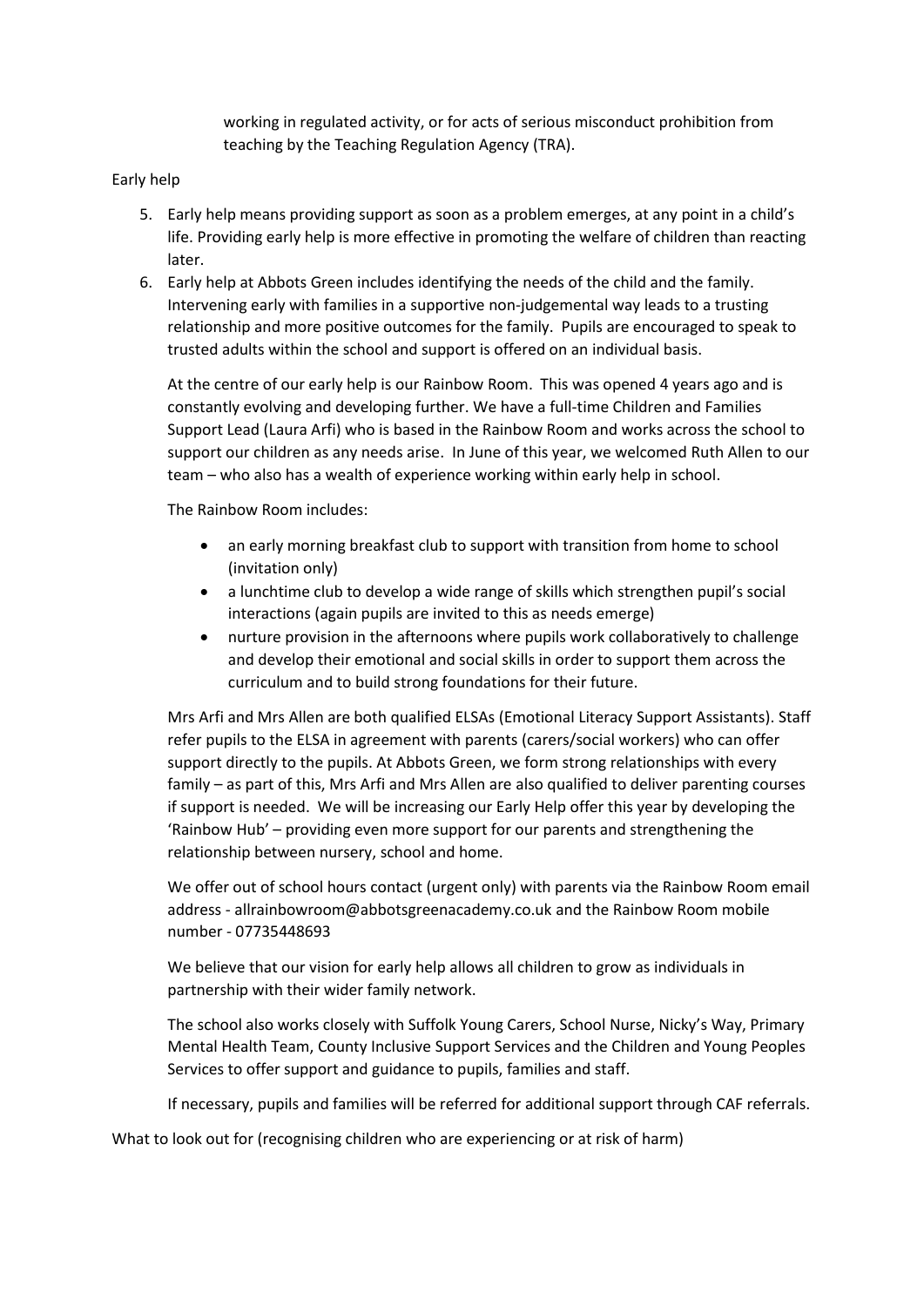working in regulated activity, or for acts of serious misconduct prohibition from teaching by the Teaching Regulation Agency (TRA).

Early help

5. Early help means providing support as soon as a problem emerges, at any point in a child's life. Providing early help is more effective in promoting the welfare of children than reacting later.
6. Early help at Abbots Green includes identifying the needs of the child and the family. Intervening early with families in a supportive non-judgemental way leads to a trusting relationship and more positive outcomes for the family. Pupils are encouraged to speak to trusted adults within the school and support is offered on an individual basis.

   At the centre of our early help is our Rainbow Room. This was opened 4 years ago and is constantly evolving and developing further. We have a full-time Children and Families Support Lead (Laura Arfi) who is based in the Rainbow Room and works across the school to support our children as any needs arise. In June of this year, we welcomed Ruth Allen to our team – who also has a wealth of experience working within early help in school.

   The Rainbow Room includes:

   - an early morning breakfast club to support with transition from home to school (invitation only)
   - a lunchtime club to develop a wide range of skills which strengthen pupil's social interactions (again pupils are invited to this as needs emerge)
   - nurture provision in the afternoons where pupils work collaboratively to challenge and develop their emotional and social skills in order to support them across the curriculum and to build strong foundations for their future.

   Mrs Arfi and Mrs Allen are both qualified ELSAs (Emotional Literacy Support Assistants). Staff refer pupils to the ELSA in agreement with parents (carers/social workers) who can offer support directly to the pupils. At Abbots Green, we form strong relationships with every family – as part of this, Mrs Arfi and Mrs Allen are also qualified to deliver parenting courses if support is needed. We will be increasing our Early Help offer this year by developing the 'Rainbow Hub' – providing even more support for our parents and strengthening the relationship between nursery, school and home.

   We offer out of school hours contact (urgent only) with parents via the Rainbow Room email address - allrainbowroom@abbotsgreenacademy.co.uk and the Rainbow Room mobile number - 07735448693

   We believe that our vision for early help allows all children to grow as individuals in partnership with their wider family network.

   The school also works closely with Suffolk Young Carers, School Nurse, Nicky's Way, Primary Mental Health Team, County Inclusive Support Services and the Children and Young Peoples Services to offer support and guidance to pupils, families and staff.

   If necessary, pupils and families will be referred for additional support through CAF referrals.

What to look out for (recognising children who are experiencing or at risk of harm)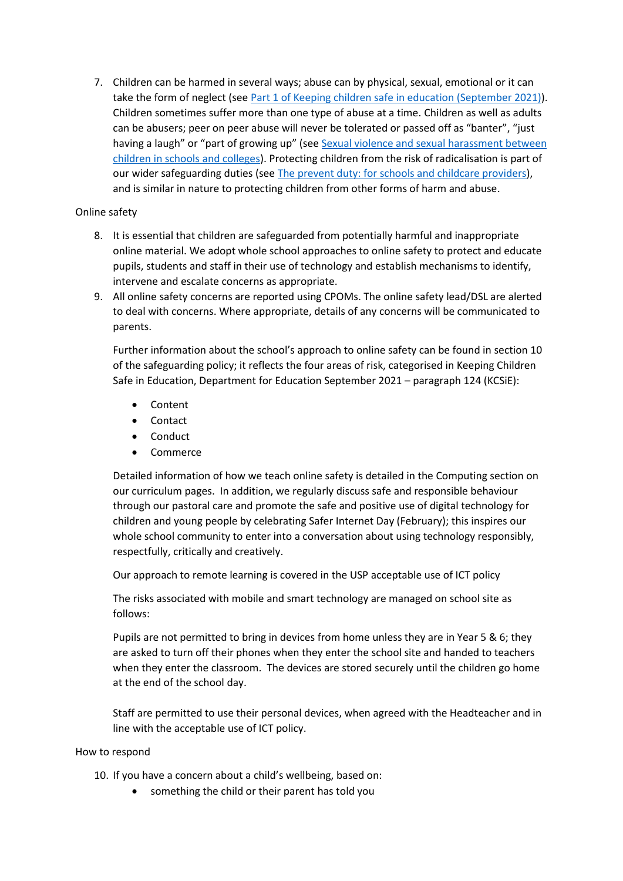7. Children can be harmed in several ways; abuse can by physical, sexual, emotional or it can take the form of neglect (see [Part 1 of Keeping children safe in education (September 2021)](#)). Children sometimes suffer more than one type of abuse at a time. Children as well as adults can be abusers; peer on peer abuse will never be tolerated or passed off as "banter", "just having a laugh" or "part of growing up" (see [Sexual violence and sexual harassment between children in schools and colleges](#)). Protecting children from the risk of radicalisation is part of our wider safeguarding duties (see [The prevent duty: for schools and childcare providers](#)), and is similar in nature to protecting children from other forms of harm and abuse.

Online safety

8. It is essential that children are safeguarded from potentially harmful and inappropriate online material. We adopt whole school approaches to online safety to protect and educate pupils, students and staff in their use of technology and establish mechanisms to identify, intervene and escalate concerns as appropriate.
9. All online safety concerns are reported using CPOMs. The online safety lead/DSL are alerted to deal with concerns. Where appropriate, details of any concerns will be communicated to parents.

   Further information about the school's approach to online safety can be found in section 10 of the safeguarding policy; it reflects the four areas of risk, categorised in Keeping Children Safe in Education, Department for Education September 2021 – paragraph 124 (KCSiE):

   - Content
   - Contact
   - Conduct
   - Commerce

   Detailed information of how we teach online safety is detailed in the Computing section on our curriculum pages. In addition, we regularly discuss safe and responsible behaviour through our pastoral care and promote the safe and positive use of digital technology for children and young people by celebrating Safer Internet Day (February); this inspires our whole school community to enter into a conversation about using technology responsibly, respectfully, critically and creatively.

   Our approach to remote learning is covered in the USP acceptable use of ICT policy

   The risks associated with mobile and smart technology are managed on school site as follows:

   Pupils are not permitted to bring in devices from home unless they are in Year 5 & 6; they are asked to turn off their phones when they enter the school site and handed to teachers when they enter the classroom. The devices are stored securely until the children go home at the end of the school day.

   Staff are permitted to use their personal devices, when agreed with the Headteacher and in line with the acceptable use of ICT policy.

How to respond

10. If you have a concern about a child's wellbeing, based on:
    - something the child or their parent has told you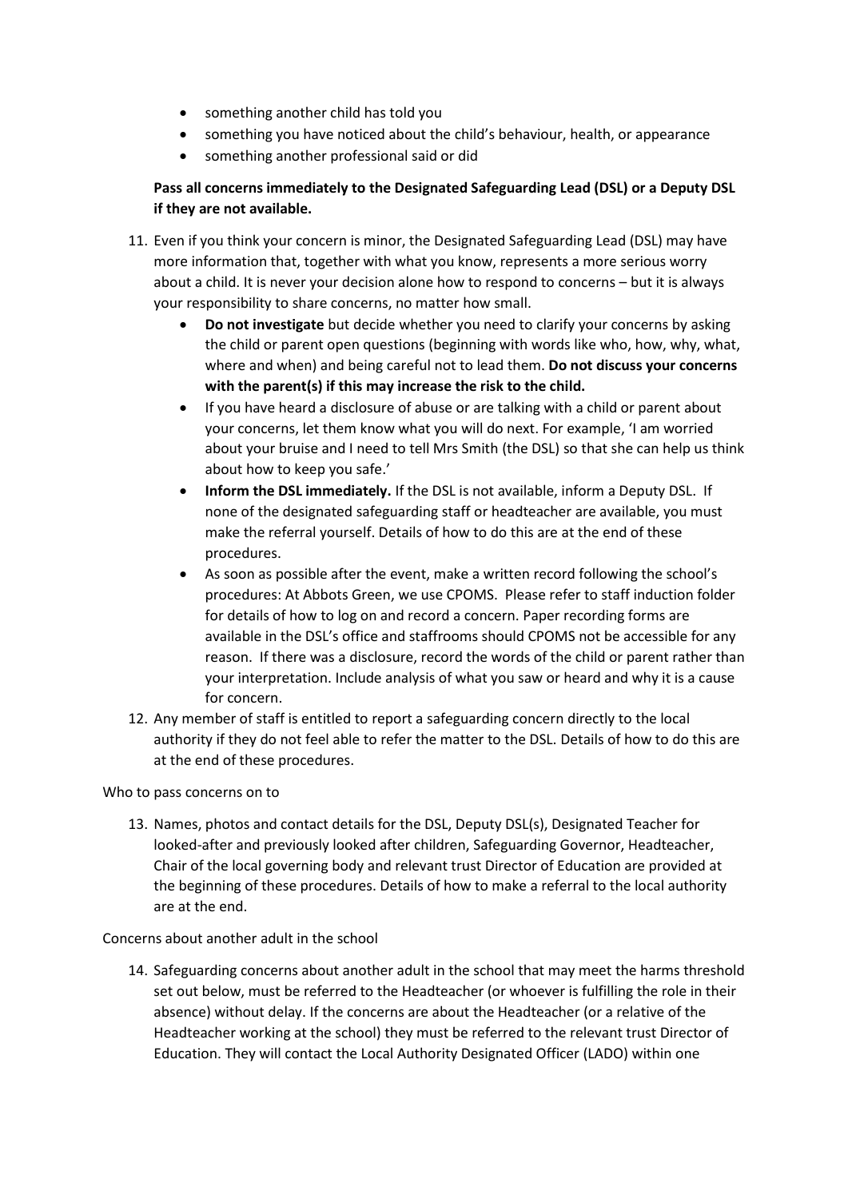- something another child has told you
- something you have noticed about the child's behaviour, health, or appearance
- something another professional said or did

**Pass all concerns immediately to the Designated Safeguarding Lead (DSL) or a Deputy DSL if they are not available.**

11. Even if you think your concern is minor, the Designated Safeguarding Lead (DSL) may have more information that, together with what you know, represents a more serious worry about a child. It is never your decision alone how to respond to concerns – but it is always your responsibility to share concerns, no matter how small.
    - **Do not investigate** but decide whether you need to clarify your concerns by asking the child or parent open questions (beginning with words like who, how, why, what, where and when) and being careful not to lead them. **Do not discuss your concerns with the parent(s) if this may increase the risk to the child.**
    - If you have heard a disclosure of abuse or are talking with a child or parent about your concerns, let them know what you will do next. For example, 'I am worried about your bruise and I need to tell Mrs Smith (the DSL) so that she can help us think about how to keep you safe.'
    - **Inform the DSL immediately.** If the DSL is not available, inform a Deputy DSL. If none of the designated safeguarding staff or headteacher are available, you must make the referral yourself. Details of how to do this are at the end of these procedures.
    - As soon as possible after the event, make a written record following the school's procedures: At Abbots Green, we use CPOMS. Please refer to staff induction folder for details of how to log on and record a concern. Paper recording forms are available in the DSL's office and staffrooms should CPOMS not be accessible for any reason. If there was a disclosure, record the words of the child or parent rather than your interpretation. Include analysis of what you saw or heard and why it is a cause for concern.
12. Any member of staff is entitled to report a safeguarding concern directly to the local authority if they do not feel able to refer the matter to the DSL. Details of how to do this are at the end of these procedures.

Who to pass concerns on to

13. Names, photos and contact details for the DSL, Deputy DSL(s), Designated Teacher for looked-after and previously looked after children, Safeguarding Governor, Headteacher, Chair of the local governing body and relevant trust Director of Education are provided at the beginning of these procedures. Details of how to make a referral to the local authority are at the end.

Concerns about another adult in the school

14. Safeguarding concerns about another adult in the school that may meet the harms threshold set out below, must be referred to the Headteacher (or whoever is fulfilling the role in their absence) without delay. If the concerns are about the Headteacher (or a relative of the Headteacher working at the school) they must be referred to the relevant trust Director of Education. They will contact the Local Authority Designated Officer (LADO) within one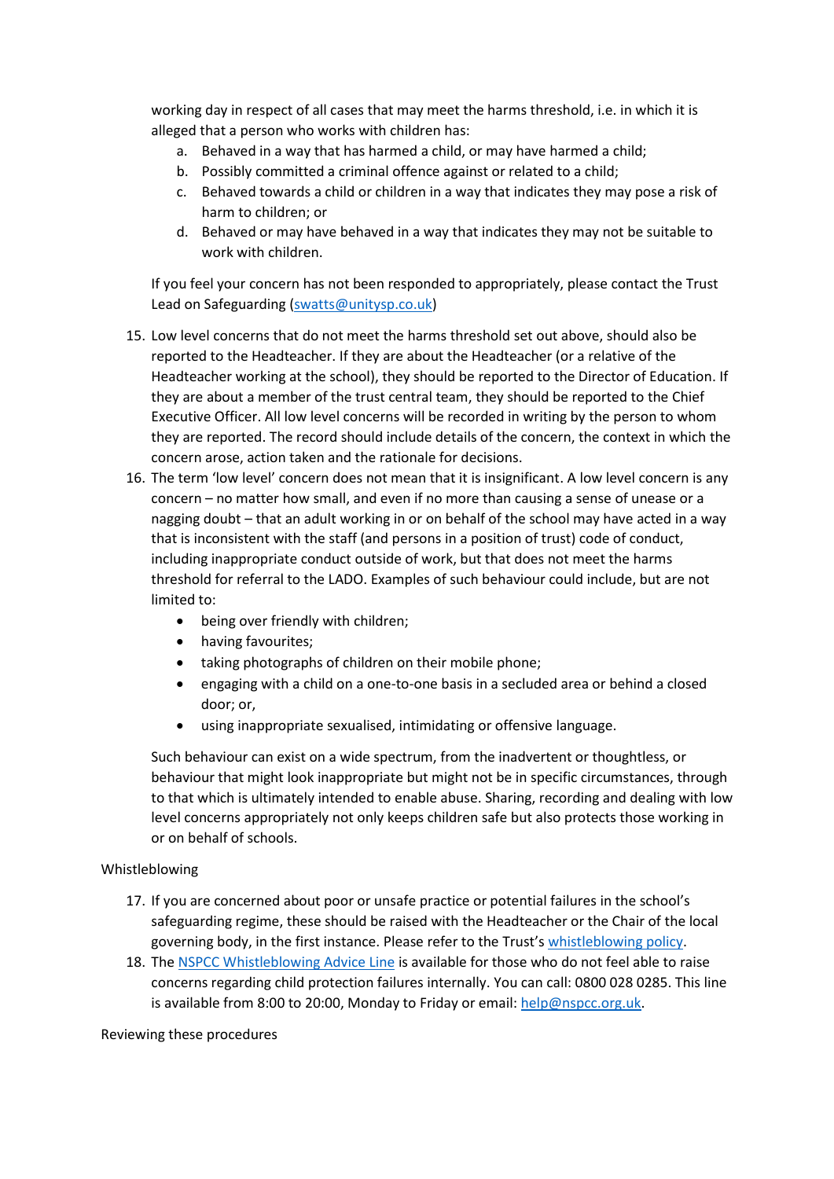working day in respect of all cases that may meet the harms threshold, i.e. in which it is alleged that a person who works with children has:

a. Behaved in a way that has harmed a child, or may have harmed a child;
b. Possibly committed a criminal offence against or related to a child;
c. Behaved towards a child or children in a way that indicates they may pose a risk of harm to children; or
d. Behaved or may have behaved in a way that indicates they may not be suitable to work with children.

If you feel your concern has not been responded to appropriately, please contact the Trust Lead on Safeguarding ([swatts@unitysp.co.uk](mailto:swatts@unitysp.co.uk))

15. Low level concerns that do not meet the harms threshold set out above, should also be reported to the Headteacher. If they are about the Headteacher (or a relative of the Headteacher working at the school), they should be reported to the Director of Education. If they are about a member of the trust central team, they should be reported to the Chief Executive Officer. All low level concerns will be recorded in writing by the person to whom they are reported. The record should include details of the concern, the context in which the concern arose, action taken and the rationale for decisions.
16. The term 'low level' concern does not mean that it is insignificant. A low level concern is any concern – no matter how small, and even if no more than causing a sense of unease or a nagging doubt – that an adult working in or on behalf of the school may have acted in a way that is inconsistent with the staff (and persons in a position of trust) code of conduct, including inappropriate conduct outside of work, but that does not meet the harms threshold for referral to the LADO. Examples of such behaviour could include, but are not limited to:
    - being over friendly with children;
    - having favourites;
    - taking photographs of children on their mobile phone;
    - engaging with a child on a one-to-one basis in a secluded area or behind a closed door; or,
    - using inappropriate sexualised, intimidating or offensive language.

    Such behaviour can exist on a wide spectrum, from the inadvertent or thoughtless, or behaviour that might look inappropriate but might not be in specific circumstances, through to that which is ultimately intended to enable abuse. Sharing, recording and dealing with low level concerns appropriately not only keeps children safe but also protects those working in or on behalf of schools.

Whistleblowing

17. If you are concerned about poor or unsafe practice or potential failures in the school's safeguarding regime, these should be raised with the Headteacher or the Chair of the local governing body, in the first instance. Please refer to the Trust's whistleblowing policy.
18. The NSPCC Whistleblowing Advice Line is available for those who do not feel able to raise concerns regarding child protection failures internally. You can call: 0800 028 0285. This line is available from 8:00 to 20:00, Monday to Friday or email: [help@nspcc.org.uk](mailto:help@nspcc.org.uk).

Reviewing these procedures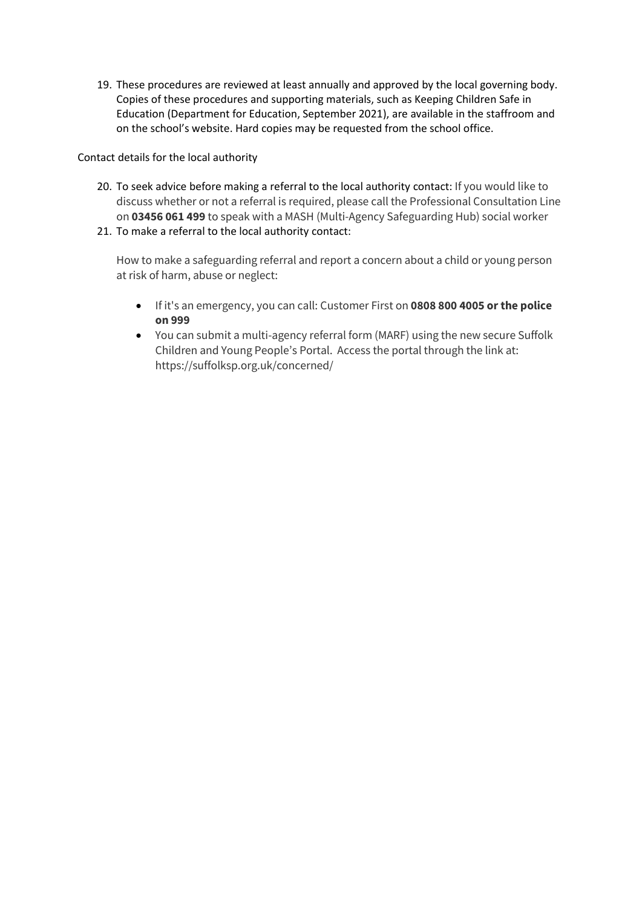19. These procedures are reviewed at least annually and approved by the local governing body. Copies of these procedures and supporting materials, such as Keeping Children Safe in Education (Department for Education, September 2021), are available in the staffroom and on the school's website. Hard copies may be requested from the school office.

Contact details for the local authority

20. To seek advice before making a referral to the local authority contact: If you would like to discuss whether or not a referral is required, please call the Professional Consultation Line on **03456 061 499** to speak with a MASH (Multi-Agency Safeguarding Hub) social worker
21. To make a referral to the local authority contact:

    How to make a safeguarding referral and report a concern about a child or young person at risk of harm, abuse or neglect:

    - If it's an emergency, you can call: Customer First on **0808 800 4005 or the police on 999**
    - You can submit a multi-agency referral form (MARF) using the new secure Suffolk Children and Young People's Portal. Access the portal through the link at: https://suffolksp.org.uk/concerned/